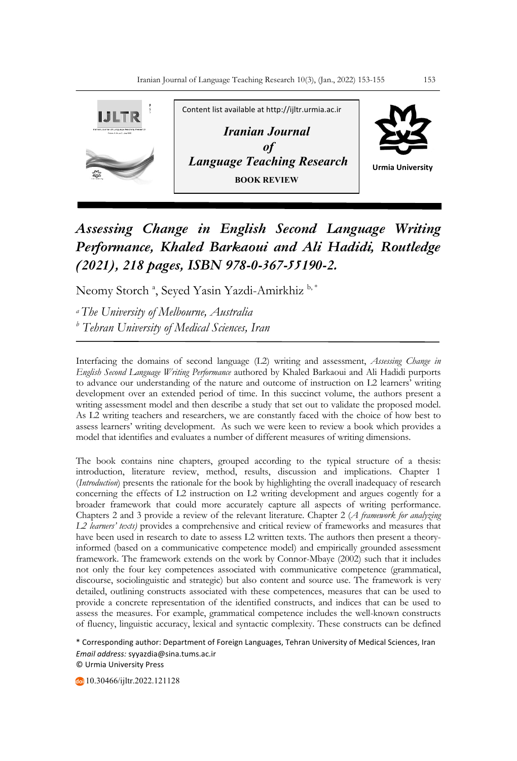Content list available at http://ijltr.urmia.ac.ir

*Iranian Journal of Language Teaching Research*

**BOOK REVIEW**

Urmia University

# *Assessing Change in English Second Language Writing Performance, Khaled Barkaoui and Ali Hadidi, Routledge (2021), 218 pages, ISBN 978-0-367-55190-2.*

Neomy Storch [a], Seyed Yasin Yazdi-Amirkhiz [b, *]

[a] *The University of Melbourne, Australia*

[b] *Tehran University of Medical Sciences, Iran*

Interfacing the domains of second language (L2) writing and assessment, *Assessing Change in English Second Language Writing Performance* authored by Khaled Barkaoui and Ali Hadidi purports to advance our understanding of the nature and outcome of instruction on L2 learners' writing development over an extended period of time. In this succinct volume, the authors present a writing assessment model and then describe a study that set out to validate the proposed model. As L2 writing teachers and researchers, we are constantly faced with the choice of how best to assess learners' writing development. As such we were keen to review a book which provides a model that identifies and evaluates a number of different measures of writing dimensions.

The book contains nine chapters, grouped according to the typical structure of a thesis: introduction, literature review, method, results, discussion and implications. Chapter 1 (*Introduction*) presents the rationale for the book by highlighting the overall inadequacy of research concerning the effects of L2 instruction on L2 writing development and argues cogently for a broader framework that could more accurately capture all aspects of writing performance. Chapters 2 and 3 provide a review of the relevant literature. Chapter 2 (*A framework for analyzing L2 learners' texts)* provides a comprehensive and critical review of frameworks and measures that have been used in research to date to assess L2 written texts. The authors then present a theory-informed (based on a communicative competence model) and empirically grounded assessment framework. The framework extends on the work by Connor-Mbaye (2002) such that it includes not only the four key competences associated with communicative competence (grammatical, discourse, sociolinguistic and strategic) but also content and source use. The framework is very detailed, outlining constructs associated with these competences, measures that can be used to provide a concrete representation of the identified constructs, and indices that can be used to assess the measures. For example, grammatical competence includes the well-known constructs of fluency, linguistic accuracy, lexical and syntactic complexity. These constructs can be defined

\* Corresponding author: Department of Foreign Languages, Tehran University of Medical Sciences, Iran
*Email address:* syyazdia@sina.tums.ac.ir
© Urmia University Press

10.30466/ijltr.2022.121128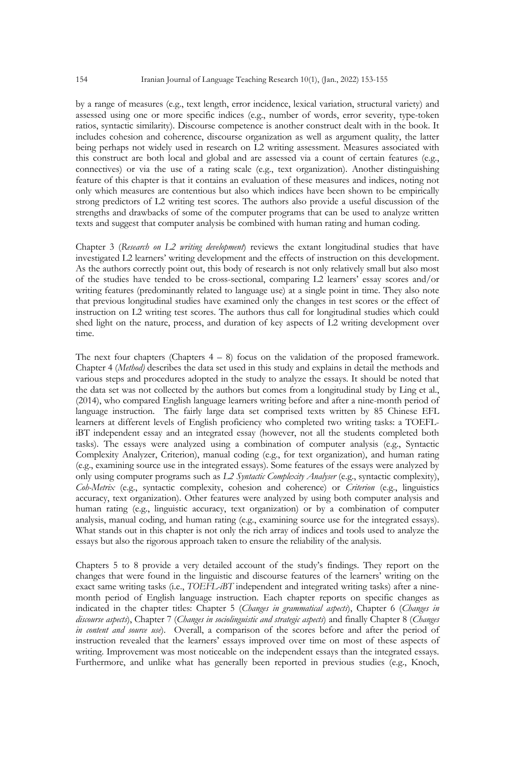by a range of measures (e.g., text length, error incidence, lexical variation, structural variety) and assessed using one or more specific indices (e.g., number of words, error severity, type-token ratios, syntactic similarity). Discourse competence is another construct dealt with in the book. It includes cohesion and coherence, discourse organization as well as argument quality, the latter being perhaps not widely used in research on L2 writing assessment. Measures associated with this construct are both local and global and are assessed via a count of certain features (e.g., connectives) or via the use of a rating scale (e.g., text organization). Another distinguishing feature of this chapter is that it contains an evaluation of these measures and indices, noting not only which measures are contentious but also which indices have been shown to be empirically strong predictors of L2 writing test scores. The authors also provide a useful discussion of the strengths and drawbacks of some of the computer programs that can be used to analyze written texts and suggest that computer analysis be combined with human rating and human coding.

Chapter 3 (*Research on L2 writing development*) reviews the extant longitudinal studies that have investigated L2 learners' writing development and the effects of instruction on this development. As the authors correctly point out, this body of research is not only relatively small but also most of the studies have tended to be cross-sectional, comparing L2 learners' essay scores and/or writing features (predominantly related to language use) at a single point in time. They also note that previous longitudinal studies have examined only the changes in test scores or the effect of instruction on L2 writing test scores. The authors thus call for longitudinal studies which could shed light on the nature, process, and duration of key aspects of L2 writing development over time.

The next four chapters (Chapters 4 – 8) focus on the validation of the proposed framework. Chapter 4 (*Method)* describes the data set used in this study and explains in detail the methods and various steps and procedures adopted in the study to analyze the essays. It should be noted that the data set was not collected by the authors but comes from a longitudinal study by Ling et al., (2014), who compared English language learners writing before and after a nine-month period of language instruction. The fairly large data set comprised texts written by 85 Chinese EFL learners at different levels of English proficiency who completed two writing tasks: a TOEFL-iBT independent essay and an integrated essay (however, not all the students completed both tasks). The essays were analyzed using a combination of computer analysis (e.g., Syntactic Complexity Analyzer, Criterion), manual coding (e.g., for text organization), and human rating (e.g., examining source use in the integrated essays). Some features of the essays were analyzed by only using computer programs such as *L2 Syntactic Complexity Analyser* (e.g., syntactic complexity), *Coh-Metrix* (e.g., syntactic complexity, cohesion and coherence) or *Criterion* (e.g., linguistics accuracy, text organization). Other features were analyzed by using both computer analysis and human rating (e.g., linguistic accuracy, text organization) or by a combination of computer analysis, manual coding, and human rating (e.g., examining source use for the integrated essays). What stands out in this chapter is not only the rich array of indices and tools used to analyze the essays but also the rigorous approach taken to ensure the reliability of the analysis.

Chapters 5 to 8 provide a very detailed account of the study's findings. They report on the changes that were found in the linguistic and discourse features of the learners' writing on the exact same writing tasks (i.e., *TOEFL-iBT* independent and integrated writing tasks) after a nine-month period of English language instruction. Each chapter reports on specific changes as indicated in the chapter titles: Chapter 5 (*Changes in grammatical aspects*), Chapter 6 (*Changes in discourse aspects*), Chapter 7 (*Changes in sociolinguistic and strategic aspects*) and finally Chapter 8 (*Changes in content and source use*). Overall, a comparison of the scores before and after the period of instruction revealed that the learners' essays improved over time on most of these aspects of writing. Improvement was most noticeable on the independent essays than the integrated essays. Furthermore, and unlike what has generally been reported in previous studies (e.g., Knoch,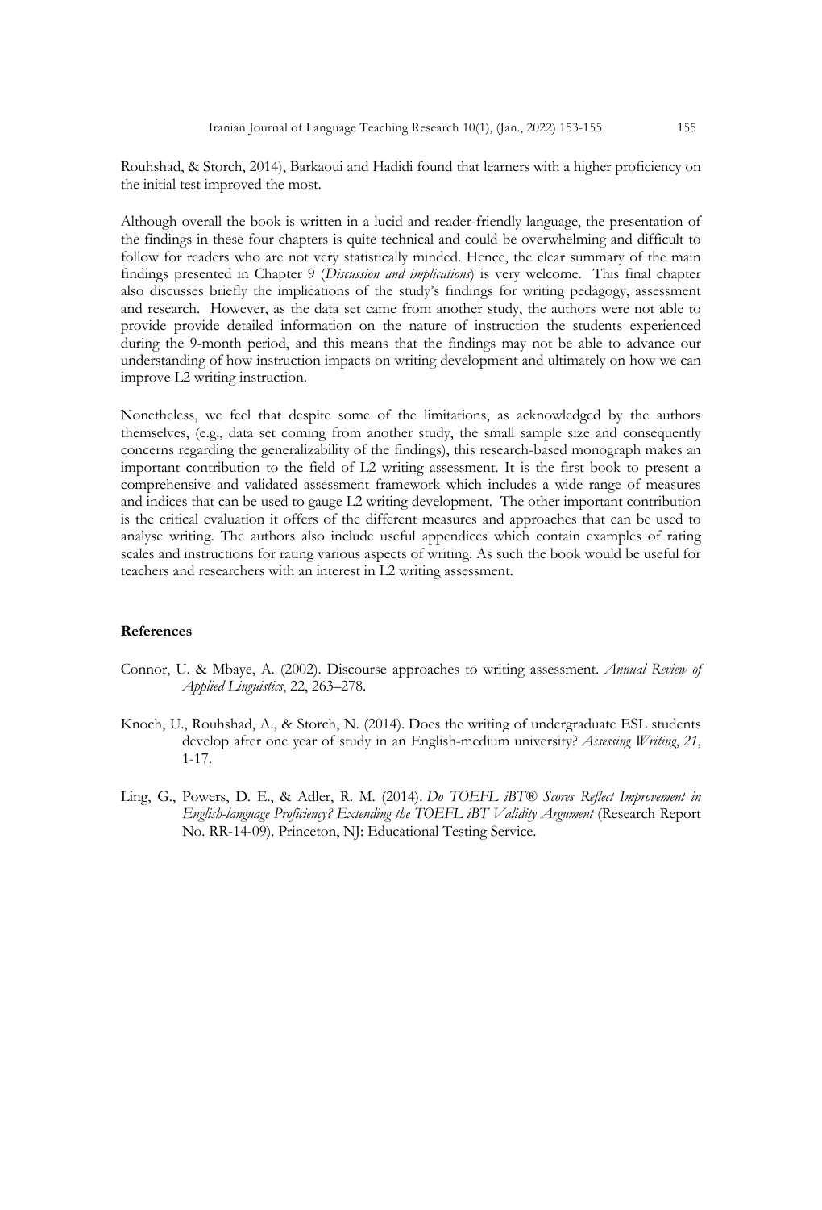Rouhshad, & Storch, 2014), Barkaoui and Hadidi found that learners with a higher proficiency on the initial test improved the most.

Although overall the book is written in a lucid and reader-friendly language, the presentation of the findings in these four chapters is quite technical and could be overwhelming and difficult to follow for readers who are not very statistically minded. Hence, the clear summary of the main findings presented in Chapter 9 (*Discussion and implications*) is very welcome. This final chapter also discusses briefly the implications of the study's findings for writing pedagogy, assessment and research. However, as the data set came from another study, the authors were not able to provide provide detailed information on the nature of instruction the students experienced during the 9-month period, and this means that the findings may not be able to advance our understanding of how instruction impacts on writing development and ultimately on how we can improve L2 writing instruction.

Nonetheless, we feel that despite some of the limitations, as acknowledged by the authors themselves, (e.g., data set coming from another study, the small sample size and consequently concerns regarding the generalizability of the findings), this research-based monograph makes an important contribution to the field of L2 writing assessment. It is the first book to present a comprehensive and validated assessment framework which includes a wide range of measures and indices that can be used to gauge L2 writing development. The other important contribution is the critical evaluation it offers of the different measures and approaches that can be used to analyse writing. The authors also include useful appendices which contain examples of rating scales and instructions for rating various aspects of writing. As such the book would be useful for teachers and researchers with an interest in L2 writing assessment.

## References

Connor, U. & Mbaye, A. (2002). Discourse approaches to writing assessment. *Annual Review of Applied Linguistics*, 22, 263–278.

Knoch, U., Rouhshad, A., & Storch, N. (2014). Does the writing of undergraduate ESL students develop after one year of study in an English-medium university? *Assessing Writing*, *21*, 1-17.

Ling, G., Powers, D. E., & Adler, R. M. (2014). *Do TOEFL iBT® Scores Reflect Improvement in English-language Proficiency? Extending the TOEFL iBT Validity Argument* (Research Report No. RR-14-09). Princeton, NJ: Educational Testing Service.